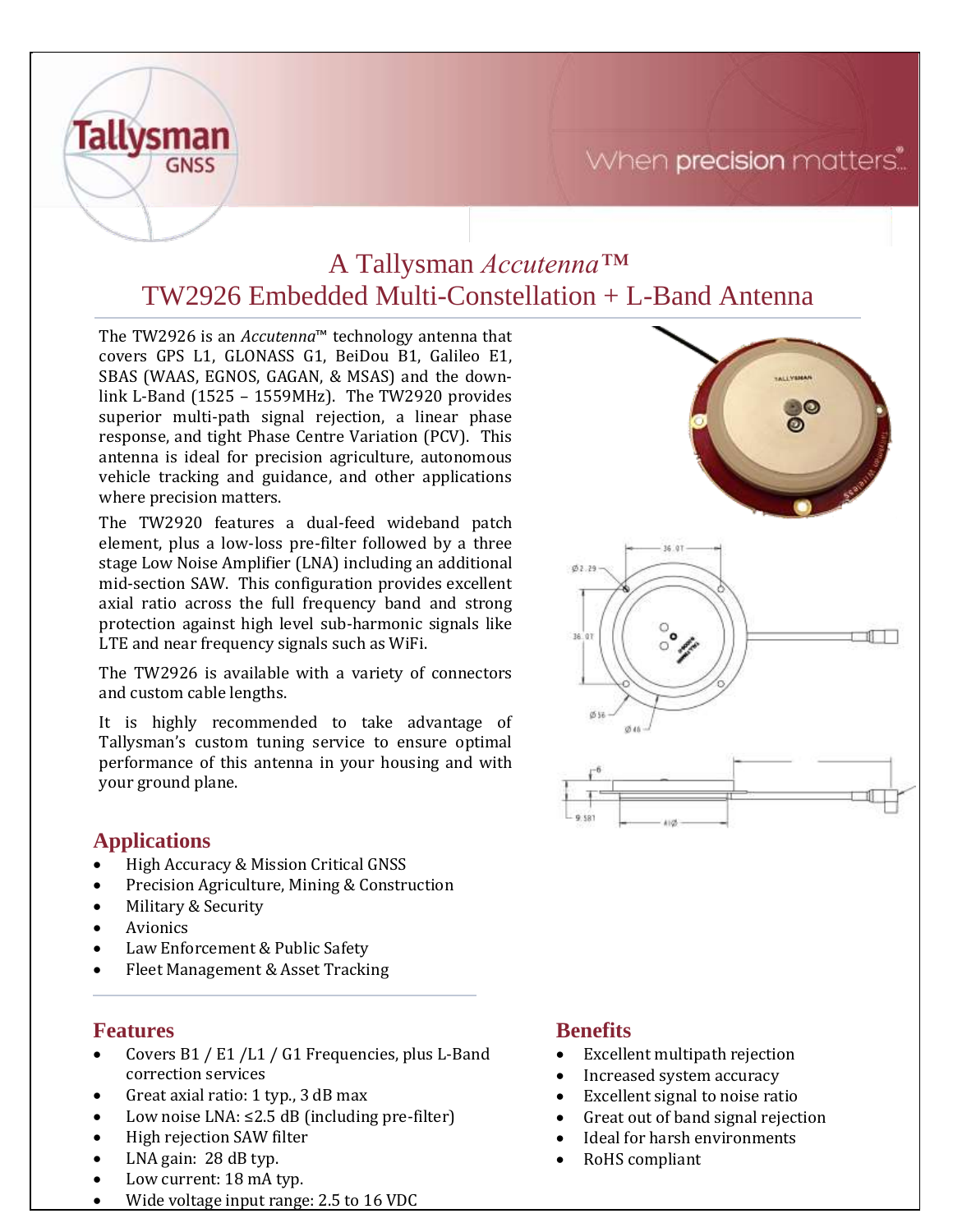# A Tallysman *Accutenna™*

# TW2926 Embedded Multi-Constellation + L-Band Antenna

The TW2926 is an *Accutenna*™ technology antenna that covers GPS L1, GLONASS G1, BeiDou B1, Galileo E1, SBAS (WAAS, EGNOS, GAGAN, & MSAS) and the down-link L-Band (1525 – 1559MHz). The TW2920 provides superior multi-path signal rejection, a linear phase response, and tight Phase Centre Variation (PCV). This antenna is ideal for precision agriculture, autonomous vehicle tracking and guidance, and other applications where precision matters.

The TW2920 features a dual-feed wideband patch element, plus a low-loss pre-filter followed by a three stage Low Noise Amplifier (LNA) including an additional mid-section SAW. This configuration provides excellent axial ratio across the full frequency band and strong protection against high level sub-harmonic signals like LTE and near frequency signals such as WiFi.

The TW2926 is available with a variety of connectors and custom cable lengths.

It is highly recommended to take advantage of Tallysman's custom tuning service to ensure optimal performance of this antenna in your housing and with your ground plane.

## Applications

- High Accuracy & Mission Critical GNSS
- Precision Agriculture, Mining & Construction
- Military & Security
- Avionics
- Law Enforcement & Public Safety
- Fleet Management & Asset Tracking

## Features

- Covers B1 / E1 /L1 / G1 Frequencies, plus L-Band correction services
- Great axial ratio: 1 typ., 3 dB max
- Low noise LNA: ≤2.5 dB (including pre-filter)
- High rejection SAW filter
- LNA gain: 28 dB typ.
- Low current: 18 mA typ.
- Wide voltage input range: 2.5 to 16 VDC

## Benefits

- Excellent multipath rejection
- Increased system accuracy
- Excellent signal to noise ratio
- Great out of band signal rejection
- Ideal for harsh environments
- RoHS compliant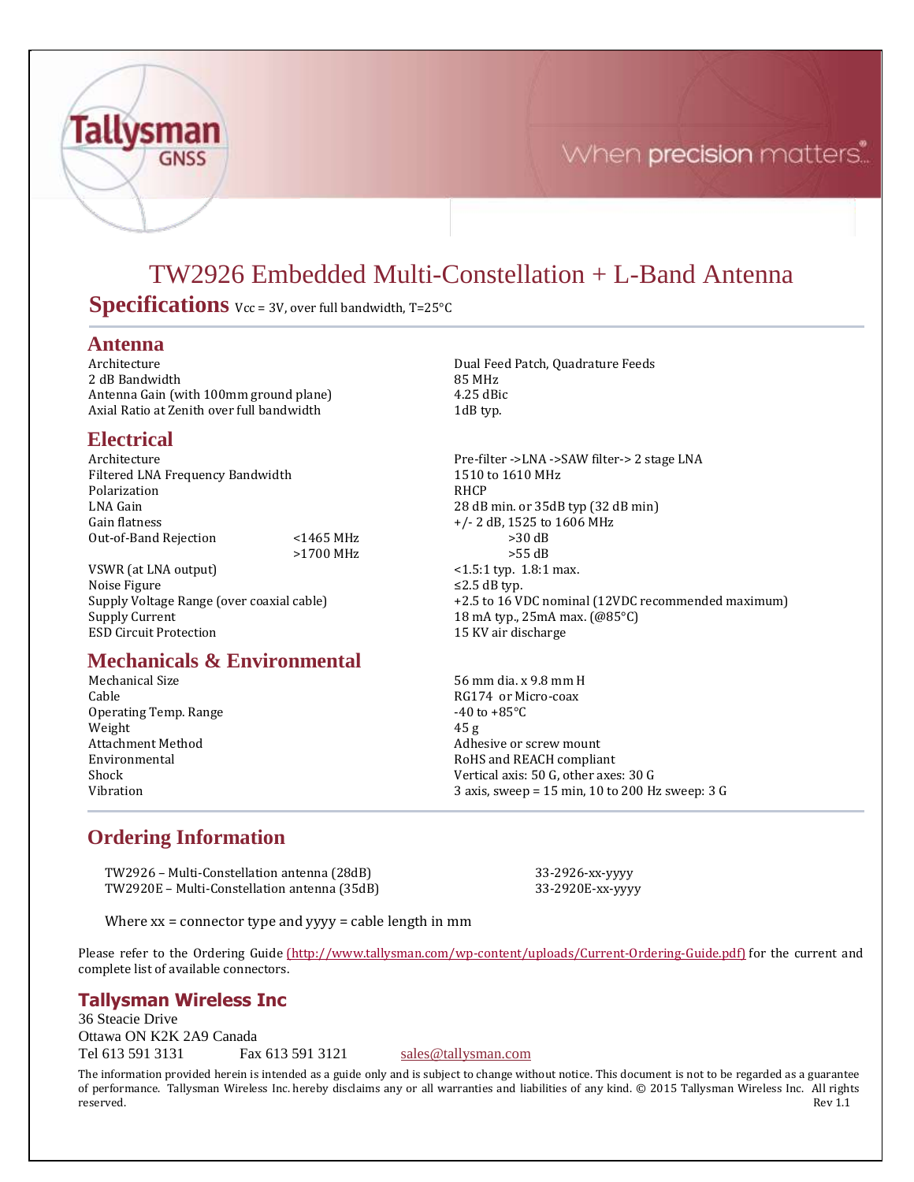# TW2926 Embedded Multi-Constellation + L-Band Antenna

## Specifications Vcc = 3V, over full bandwidth, T=25°C

### Antenna

| | |
|---|---|
| Architecture | Dual Feed Patch, Quadrature Feeds |
| 2 dB Bandwidth | 85 MHz |
| Antenna Gain (with 100mm ground plane) | 4.25 dBic |
| Axial Ratio at Zenith over full bandwidth | 1dB typ. |

### Electrical

| | | |
|---|---|---|
| Architecture | | Pre-filter ->LNA ->SAW filter-> 2 stage LNA |
| Filtered LNA Frequency Bandwidth | | 1510 to 1610 MHz |
| Polarization | | RHCP |
| LNA Gain | | 28 dB min. or 35dB typ (32 dB min) |
| Gain flatness | | +/- 2 dB, 1525 to 1606 MHz |
| Out-of-Band Rejection | <1465 MHz | >30 dB |
| | >1700 MHz | >55 dB |
| VSWR (at LNA output) | | <1.5:1 typ. 1.8:1 max. |
| Noise Figure | | ≤2.5 dB typ. |
| Supply Voltage Range (over coaxial cable) | | +2.5 to 16 VDC nominal (12VDC recommended maximum) |
| Supply Current | | 18 mA typ., 25mA max. (@85°C) |
| ESD Circuit Protection | | 15 KV air discharge |

### Mechanicals & Environmental

| | |
|---|---|
| Mechanical Size | 56 mm dia. x 9.8 mm H |
| Cable | RG174 or Micro-coax |
| Operating Temp. Range | -40 to +85°C |
| Weight | 45 g |
| Attachment Method | Adhesive or screw mount |
| Environmental | RoHS and REACH compliant |
| Shock | Vertical axis: 50 G, other axes: 30 G |
| Vibration | 3 axis, sweep = 15 min, 10 to 200 Hz sweep: 3 G |

## Ordering Information

| | |
|---|---|
| TW2926 – Multi-Constellation antenna (28dB) | 33-2926-xx-yyyy |
| TW2920E – Multi-Constellation antenna (35dB) | 33-2920E-xx-yyyy |

Where xx = connector type and yyyy = cable length in mm

Please refer to the Ordering Guide (http://www.tallysman.com/wp-content/uploads/Current-Ordering-Guide.pdf) for the current and complete list of available connectors.

### Tallysman Wireless Inc

36 Steacie Drive
Ottawa ON K2K 2A9 Canada
Tel 613 591 3131 Fax 613 591 3121 sales@tallysman.com

The information provided herein is intended as a guide only and is subject to change without notice. This document is not to be regarded as a guarantee of performance. Tallysman Wireless Inc. hereby disclaims any or all warranties and liabilities of any kind. © 2015 Tallysman Wireless Inc. All rights reserved. Rev 1.1